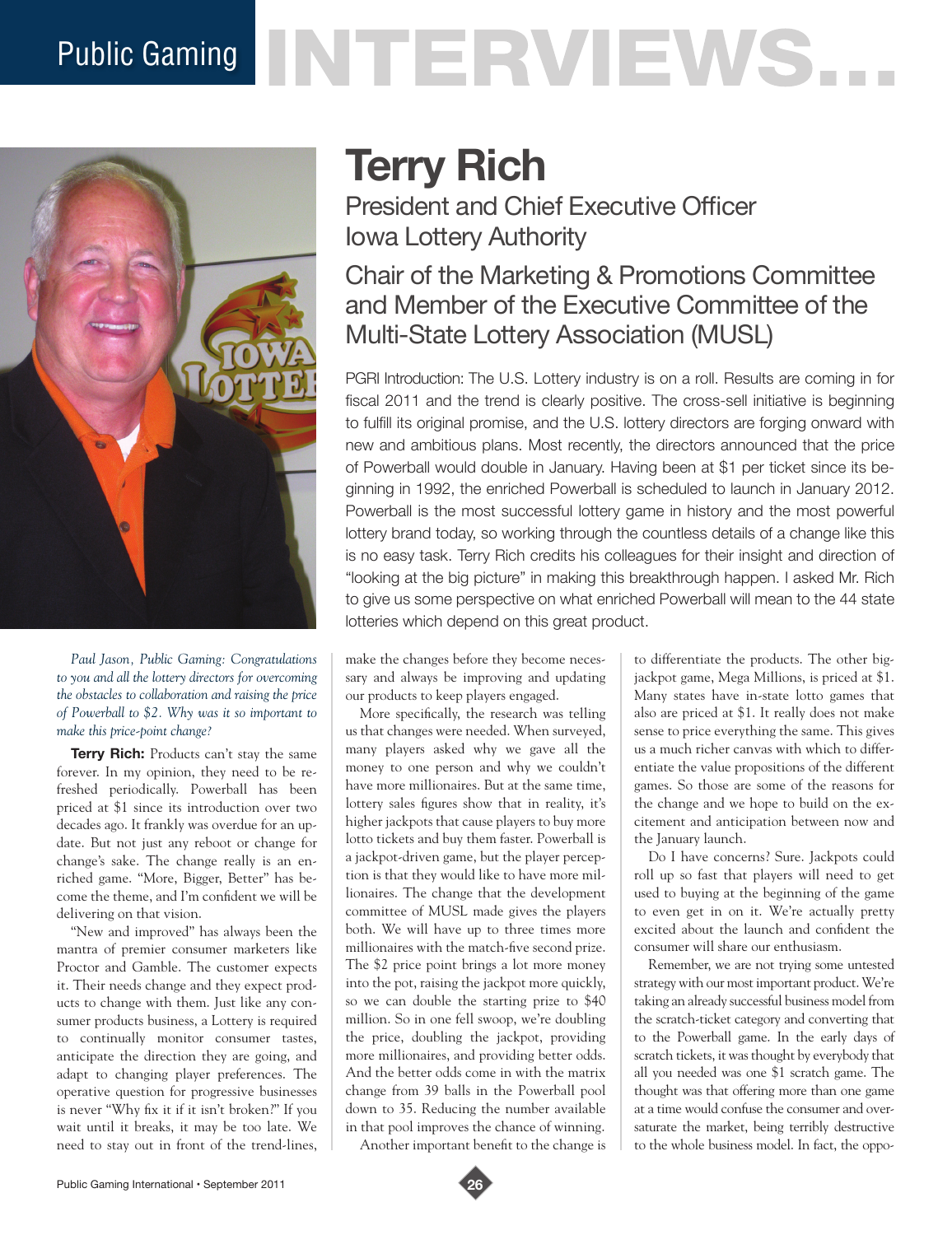# Public Gaming INTERVIEWS...

## Terry Rich

### President and Chief Executive Officer
### Iowa Lottery Authority

### Chair of the Marketing & Promotions Committee and Member of the Executive Committee of the Multi-State Lottery Association (MUSL)

PGRI Introduction: The U.S. Lottery industry is on a roll. Results are coming in for fiscal 2011 and the trend is clearly positive. The cross-sell initiative is beginning to fulfill its original promise, and the U.S. lottery directors are forging onward with new and ambitious plans. Most recently, the directors announced that the price of Powerball would double in January. Having been at $1 per ticket since its beginning in 1992, the enriched Powerball is scheduled to launch in January 2012. Powerball is the most successful lottery game in history and the most powerful lottery brand today, so working through the countless details of a change like this is no easy task. Terry Rich credits his colleagues for their insight and direction of "looking at the big picture" in making this breakthrough happen. I asked Mr. Rich to give us some perspective on what enriched Powerball will mean to the 44 state lotteries which depend on this great product.

*Paul Jason, Public Gaming: Congratulations to you and all the lottery directors for overcoming the obstacles to collaboration and raising the price of Powerball to $2. Why was it so important to make this price-point change?*

**Terry Rich:** Products can't stay the same forever. In my opinion, they need to be refreshed periodically. Powerball has been priced at $1 since its introduction over two decades ago. It frankly was overdue for an update. But not just any reboot or change for change's sake. The change really is an enriched game. "More, Bigger, Better" has become the theme, and I'm confident we will be delivering on that vision.

"New and improved" has always been the mantra of premier consumer marketers like Proctor and Gamble. The customer expects it. Their needs change and they expect products to change with them. Just like any consumer products business, a Lottery is required to continually monitor consumer tastes, anticipate the direction they are going, and adapt to changing player preferences. The operative question for progressive businesses is never "Why fix it if it isn't broken?" If you wait until it breaks, it may be too late. We need to stay out in front of the trend-lines, make the changes before they become necessary and always be improving and updating our products to keep players engaged.

More specifically, the research was telling us that changes were needed. When surveyed, many players asked why we gave all the money to one person and why we couldn't have more millionaires. But at the same time, lottery sales figures show that in reality, it's higher jackpots that cause players to buy more lotto tickets and buy them faster. Powerball is a jackpot-driven game, but the player perception is that they would like to have more millionaires. The change that the development committee of MUSL made gives the players both. We will have up to three times more millionaires with the match-five second prize. The $2 price point brings a lot more money into the pot, raising the jackpot more quickly, so we can double the starting prize to $40 million. So in one fell swoop, we're doubling the price, doubling the jackpot, providing more millionaires, and providing better odds. And the better odds come in with the matrix change from 39 balls in the Powerball pool down to 35. Reducing the number available in that pool improves the chance of winning.

Another important benefit to the change is to differentiate the products. The other big-jackpot game, Mega Millions, is priced at $1. Many states have in-state lotto games that also are priced at $1. It really does not make sense to price everything the same. This gives us a much richer canvas with which to differentiate the value propositions of the different games. So those are some of the reasons for the change and we hope to build on the excitement and anticipation between now and the January launch.

Do I have concerns? Sure. Jackpots could roll up so fast that players will need to get used to buying at the beginning of the game to even get in on it. We're actually pretty excited about the launch and confident the consumer will share our enthusiasm.

Remember, we are not trying some untested strategy with our most important product. We're taking an already successful business model from the scratch-ticket category and converting that to the Powerball game. In the early days of scratch tickets, it was thought by everybody that all you needed was one $1 scratch game. The thought was that offering more than one game at a time would confuse the consumer and oversaturate the market, being terribly destructive to the whole business model. In fact, the oppo-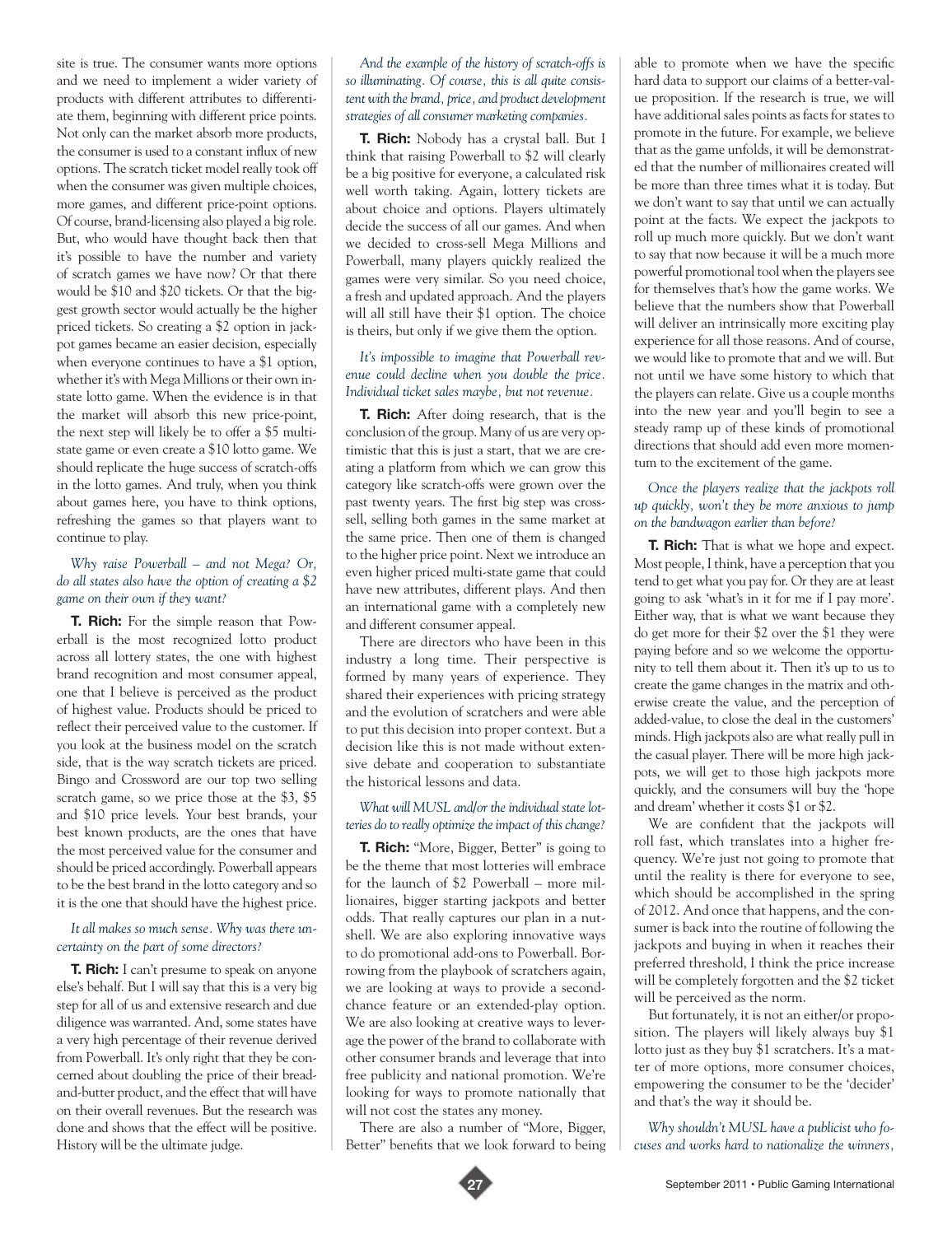site is true. The consumer wants more options and we need to implement a wider variety of products with different attributes to differentiate them, beginning with different price points. Not only can the market absorb more products, the consumer is used to a constant influx of new options. The scratch ticket model really took off when the consumer was given multiple choices, more games, and different price-point options. Of course, brand-licensing also played a big role. But, who would have thought back then that it's possible to have the number and variety of scratch games we have now? Or that there would be $10 and $20 tickets. Or that the biggest growth sector would actually be the higher priced tickets. So creating a $2 option in jackpot games became an easier decision, especially when everyone continues to have a $1 option, whether it's with Mega Millions or their own in-state lotto game. When the evidence is in that the market will absorb this new price-point, the next step will likely be to offer a $5 multi-state game or even create a $10 lotto game. We should replicate the huge success of scratch-offs in the lotto games. And truly, when you think about games here, you have to think options, refreshing the games so that players want to continue to play.

*Why raise Powerball – and not Mega? Or, do all states also have the option of creating a $2 game on their own if they want?*

**T. Rich:** For the simple reason that Powerball is the most recognized lotto product across all lottery states, the one with highest brand recognition and most consumer appeal, one that I believe is perceived as the product of highest value. Products should be priced to reflect their perceived value to the customer. If you look at the business model on the scratch side, that is the way scratch tickets are priced. Bingo and Crossword are our top two selling scratch game, so we price those at the $3, $5 and $10 price levels. Your best brands, your best known products, are the ones that have the most perceived value for the consumer and should be priced accordingly. Powerball appears to be the best brand in the lotto category and so it is the one that should have the highest price.

*It all makes so much sense. Why was there uncertainty on the part of some directors?*

**T. Rich:** I can't presume to speak on anyone else's behalf. But I will say that this is a very big step for all of us and extensive research and due diligence was warranted. And, some states have a very high percentage of their revenue derived from Powerball. It's only right that they be concerned about doubling the price of their bread-and-butter product, and the effect that will have on their overall revenues. But the research was done and shows that the effect will be positive. History will be the ultimate judge.

*And the example of the history of scratch-offs is so illuminating. Of course, this is all quite consistent with the brand, price, and product development strategies of all consumer marketing companies.*

**T. Rich:** Nobody has a crystal ball. But I think that raising Powerball to $2 will clearly be a big positive for everyone, a calculated risk well worth taking. Again, lottery tickets are about choice and options. Players ultimately decide the success of all our games. And when we decided to cross-sell Mega Millions and Powerball, many players quickly realized the games were very similar. So you need choice, a fresh and updated approach. And the players will all still have their $1 option. The choice is theirs, but only if we give them the option.

*It's impossible to imagine that Powerball revenue could decline when you double the price. Individual ticket sales maybe, but not revenue.*

**T. Rich:** After doing research, that is the conclusion of the group. Many of us are very optimistic that this is just a start, that we are creating a platform from which we can grow this category like scratch-offs were grown over the past twenty years. The first big step was cross-sell, selling both games in the same market at the same price. Then one of them is changed to the higher price point. Next we introduce an even higher priced multi-state game that could have new attributes, different plays. And then an international game with a completely new and different consumer appeal.

There are directors who have been in this industry a long time. Their perspective is formed by many years of experience. They shared their experiences with pricing strategy and the evolution of scratchers and were able to put this decision into proper context. But a decision like this is not made without extensive debate and cooperation to substantiate the historical lessons and data.

*What will MUSL and/or the individual state lotteries do to really optimize the impact of this change?*

**T. Rich:** "More, Bigger, Better" is going to be the theme that most lotteries will embrace for the launch of $2 Powerball – more millionaires, bigger starting jackpots and better odds. That really captures our plan in a nutshell. We are also exploring innovative ways to do promotional add-ons to Powerball. Borrowing from the playbook of scratchers again, we are looking at ways to provide a second-chance feature or an extended-play option. We are also looking at creative ways to leverage the power of the brand to collaborate with other consumer brands and leverage that into free publicity and national promotion. We're looking for ways to promote nationally that will not cost the states any money.

There are also a number of "More, Bigger, Better" benefits that we look forward to being able to promote when we have the specific hard data to support our claims of a better-value proposition. If the research is true, we will have additional sales points as facts for states to promote in the future. For example, we believe that as the game unfolds, it will be demonstrated that the number of millionaires created will be more than three times what it is today. But we don't want to say that until we can actually point at the facts. We expect the jackpots to roll up much more quickly. But we don't want to say that now because it will be a much more powerful promotional tool when the players see for themselves that's how the game works. We believe that the numbers show that Powerball will deliver an intrinsically more exciting play experience for all those reasons. And of course, we would like to promote that and we will. But not until we have some history to which that the players can relate. Give us a couple months into the new year and you'll begin to see a steady ramp up of these kinds of promotional directions that should add even more momentum to the excitement of the game.

*Once the players realize that the jackpots roll up quickly, won't they be more anxious to jump on the bandwagon earlier than before?*

**T. Rich:** That is what we hope and expect. Most people, I think, have a perception that you tend to get what you pay for. Or they are at least going to ask 'what's in it for me if I pay more'. Either way, that is what we want because they do get more for their $2 over the $1 they were paying before and so we welcome the opportunity to tell them about it. Then it's up to us to create the game changes in the matrix and otherwise create the value, and the perception of added-value, to close the deal in the customers' minds. High jackpots also are what really pull in the casual player. There will be more high jackpots, we will get to those high jackpots more quickly, and the consumers will buy the 'hope and dream' whether it costs $1 or $2.

We are confident that the jackpots will roll fast, which translates into a higher frequency. We're just not going to promote that until the reality is there for everyone to see, which should be accomplished in the spring of 2012. And once that happens, and the consumer is back into the routine of following the jackpots and buying in when it reaches their preferred threshold, I think the price increase will be completely forgotten and the $2 ticket will be perceived as the norm.

But fortunately, it is not an either/or proposition. The players will likely always buy $1 lotto just as they buy $1 scratchers. It's a matter of more options, more consumer choices, empowering the consumer to be the 'decider' and that's the way it should be.

*Why shouldn't MUSL have a publicist who focuses and works hard to nationalize the winners,*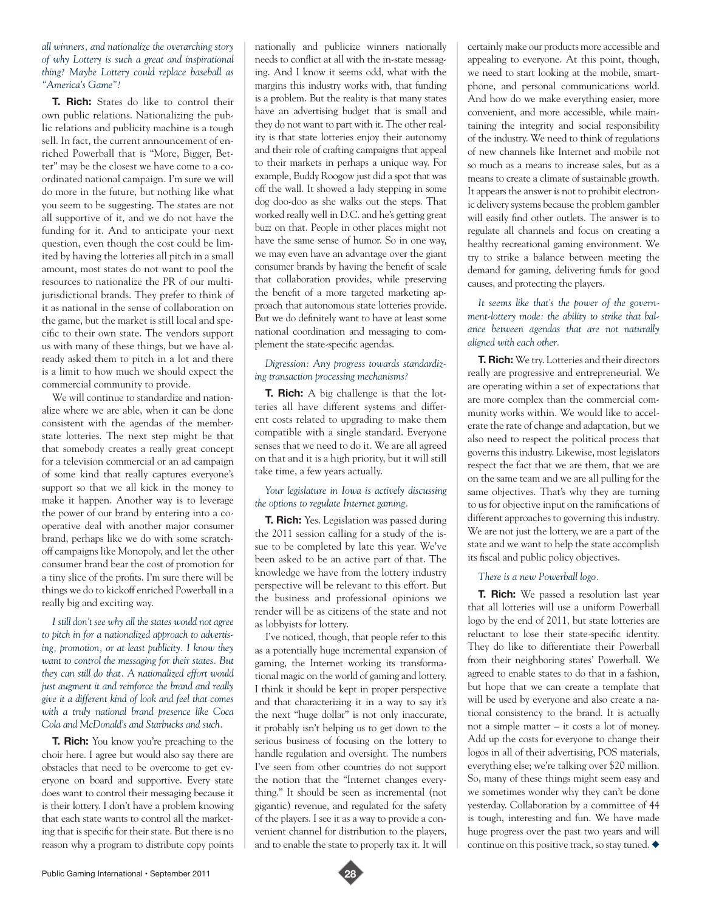*all winners, and nationalize the overarching story of why Lottery is such a great and inspirational thing? Maybe Lottery could replace baseball as "America's Game"!*

**T. Rich:** States do like to control their own public relations. Nationalizing the public relations and publicity machine is a tough sell. In fact, the current announcement of enriched Powerball that is "More, Bigger, Better" may be the closest we have come to a coordinated national campaign. I'm sure we will do more in the future, but nothing like what you seem to be suggesting. The states are not all supportive of it, and we do not have the funding for it. And to anticipate your next question, even though the cost could be limited by having the lotteries all pitch in a small amount, most states do not want to pool the resources to nationalize the PR of our multi-jurisdictional brands. They prefer to think of it as national in the sense of collaboration on the game, but the market is still local and specific to their own state. The vendors support us with many of these things, but we have already asked them to pitch in a lot and there is a limit to how much we should expect the commercial community to provide.

We will continue to standardize and nationalize where we are able, when it can be done consistent with the agendas of the member-state lotteries. The next step might be that that somebody creates a really great concept for a television commercial or an ad campaign of some kind that really captures everyone's support so that we all kick in the money to make it happen. Another way is to leverage the power of our brand by entering into a co-operative deal with another major consumer brand, perhaps like we do with some scratch-off campaigns like Monopoly, and let the other consumer brand bear the cost of promotion for a tiny slice of the profits. I'm sure there will be things we do to kickoff enriched Powerball in a really big and exciting way.

*I still don't see why all the states would not agree to pitch in for a nationalized approach to advertising, promotion, or at least publicity. I know they want to control the messaging for their states. But they can still do that. A nationalized effort would just augment it and reinforce the brand and really give it a different kind of look and feel that comes with a truly national brand presence like Coca Cola and McDonald's and Starbucks and such.*

**T. Rich:** You know you're preaching to the choir here. I agree but would also say there are obstacles that need to be overcome to get everyone on board and supportive. Every state does want to control their messaging because it is their lottery. I don't have a problem knowing that each state wants to control all the marketing that is specific for their state. But there is no reason why a program to distribute copy points nationally and publicize winners nationally needs to conflict at all with the in-state messaging. And I know it seems odd, what with the margins this industry works with, that funding is a problem. But the reality is that many states have an advertising budget that is small and they do not want to part with it. The other reality is that state lotteries enjoy their autonomy and their role of crafting campaigns that appeal to their markets in perhaps a unique way. For example, Buddy Roogow just did a spot that was off the wall. It showed a lady stepping in some dog doo-doo as she walks out the steps. That worked really well in D.C. and he's getting great buzz on that. People in other places might not have the same sense of humor. So in one way, we may even have an advantage over the giant consumer brands by having the benefit of scale that collaboration provides, while preserving the benefit of a more targeted marketing approach that autonomous state lotteries provide. But we do definitely want to have at least some national coordination and messaging to complement the state-specific agendas.

*Digression: Any progress towards standardizing transaction processing mechanisms?*

**T. Rich:** A big challenge is that the lotteries all have different systems and different costs related to upgrading to make them compatible with a single standard. Everyone senses that we need to do it. We are all agreed on that and it is a high priority, but it will still take time, a few years actually.

*Your legislature in Iowa is actively discussing the options to regulate Internet gaming.*

**T. Rich:** Yes. Legislation was passed during the 2011 session calling for a study of the issue to be completed by late this year. We've been asked to be an active part of that. The knowledge we have from the lottery industry perspective will be relevant to this effort. But the business and professional opinions we render will be as citizens of the state and not as lobbyists for lottery.

I've noticed, though, that people refer to this as a potentially huge incremental expansion of gaming, the Internet working its transformational magic on the world of gaming and lottery. I think it should be kept in proper perspective and that characterizing it in a way to say it's the next "huge dollar" is not only inaccurate, it probably isn't helping us to get down to the serious business of focusing on the lottery to handle regulation and oversight. The numbers I've seen from other countries do not support the notion that the "Internet changes everything." It should be seen as incremental (not gigantic) revenue, and regulated for the safety of the players. I see it as a way to provide a convenient channel for distribution to the players, and to enable the state to properly tax it. It will certainly make our products more accessible and appealing to everyone. At this point, though, we need to start looking at the mobile, smartphone, and personal communications world. And how do we make everything easier, more convenient, and more accessible, while maintaining the integrity and social responsibility of the industry. We need to think of regulations of new channels like Internet and mobile not so much as a means to increase sales, but as a means to create a climate of sustainable growth. It appears the answer is not to prohibit electronic delivery systems because the problem gambler will easily find other outlets. The answer is to regulate all channels and focus on creating a healthy recreational gaming environment. We try to strike a balance between meeting the demand for gaming, delivering funds for good causes, and protecting the players.

*It seems like that's the power of the government-lottery mode: the ability to strike that balance between agendas that are not naturally aligned with each other.*

**T. Rich:** We try. Lotteries and their directors really are progressive and entrepreneurial. We are operating within a set of expectations that are more complex than the commercial community works within. We would like to accelerate the rate of change and adaptation, but we also need to respect the political process that governs this industry. Likewise, most legislators respect the fact that we are them, that we are on the same team and we are all pulling for the same objectives. That's why they are turning to us for objective input on the ramifications of different approaches to governing this industry. We are not just the lottery, we are a part of the state and we want to help the state accomplish its fiscal and public policy objectives.

*There is a new Powerball logo.*

**T. Rich:** We passed a resolution last year that all lotteries will use a uniform Powerball logo by the end of 2011, but state lotteries are reluctant to lose their state-specific identity. They do like to differentiate their Powerball from their neighboring states' Powerball. We agreed to enable states to do that in a fashion, but hope that we can create a template that will be used by everyone and also create a national consistency to the brand. It is actually not a simple matter – it costs a lot of money. Add up the costs for everyone to change their logos in all of their advertising, POS materials, everything else; we're talking over $20 million. So, many of these things might seem easy and we sometimes wonder why they can't be done yesterday. Collaboration by a committee of 44 is tough, interesting and fun. We have made huge progress over the past two years and will continue on this positive track, so stay tuned. ◆